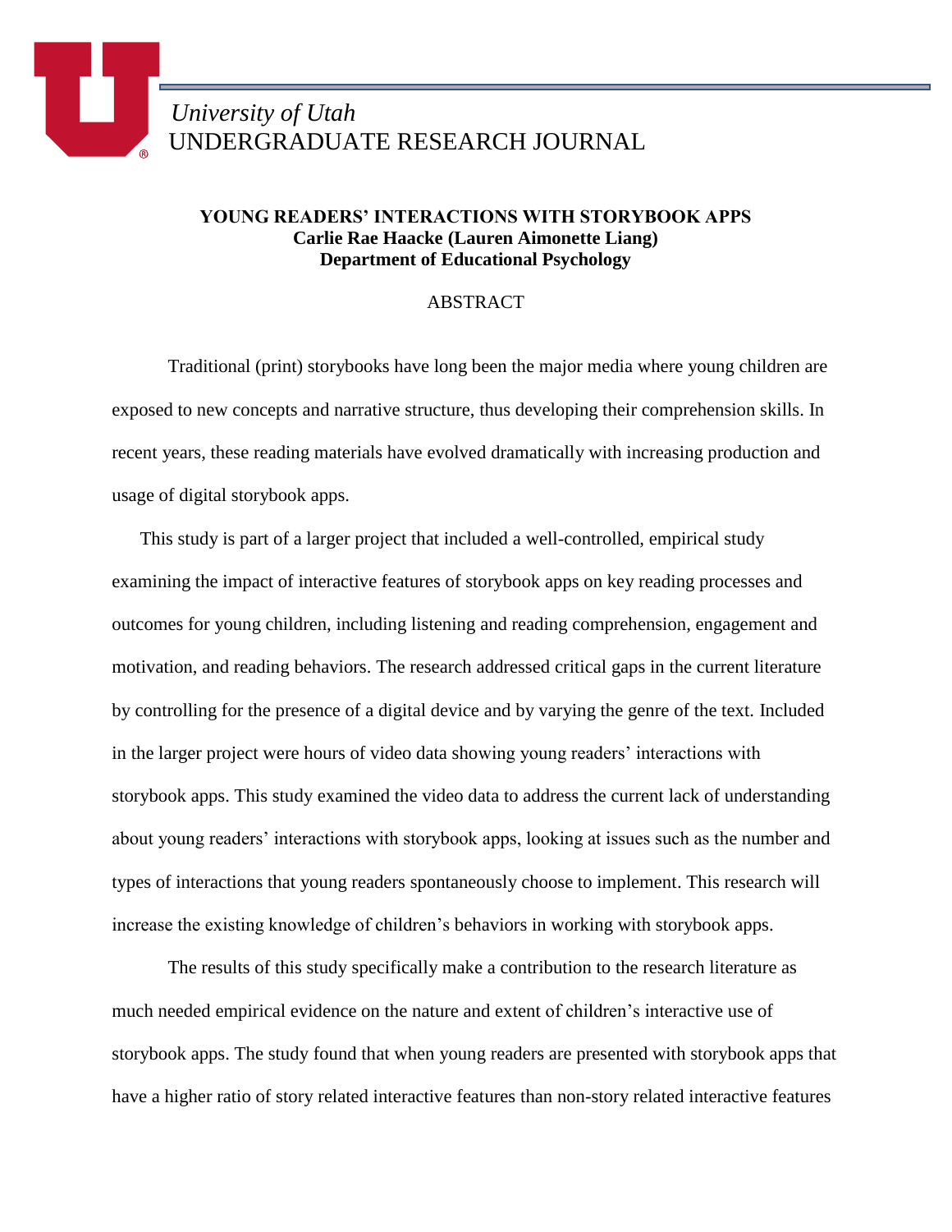*University of Utah*
UNDERGRADUATE RESEARCH JOURNAL

# YOUNG READERS' INTERACTIONS WITH STORYBOOK APPS

**Carlie Rae Haacke (Lauren Aimonette Liang)**
**Department of Educational Psychology**

## ABSTRACT

Traditional (print) storybooks have long been the major media where young children are exposed to new concepts and narrative structure, thus developing their comprehension skills. In recent years, these reading materials have evolved dramatically with increasing production and usage of digital storybook apps.

This study is part of a larger project that included a well-controlled, empirical study examining the impact of interactive features of storybook apps on key reading processes and outcomes for young children, including listening and reading comprehension, engagement and motivation, and reading behaviors. The research addressed critical gaps in the current literature by controlling for the presence of a digital device and by varying the genre of the text. Included in the larger project were hours of video data showing young readers' interactions with storybook apps. This study examined the video data to address the current lack of understanding about young readers' interactions with storybook apps, looking at issues such as the number and types of interactions that young readers spontaneously choose to implement. This research will increase the existing knowledge of children's behaviors in working with storybook apps.

The results of this study specifically make a contribution to the research literature as much needed empirical evidence on the nature and extent of children's interactive use of storybook apps. The study found that when young readers are presented with storybook apps that have a higher ratio of story related interactive features than non-story related interactive features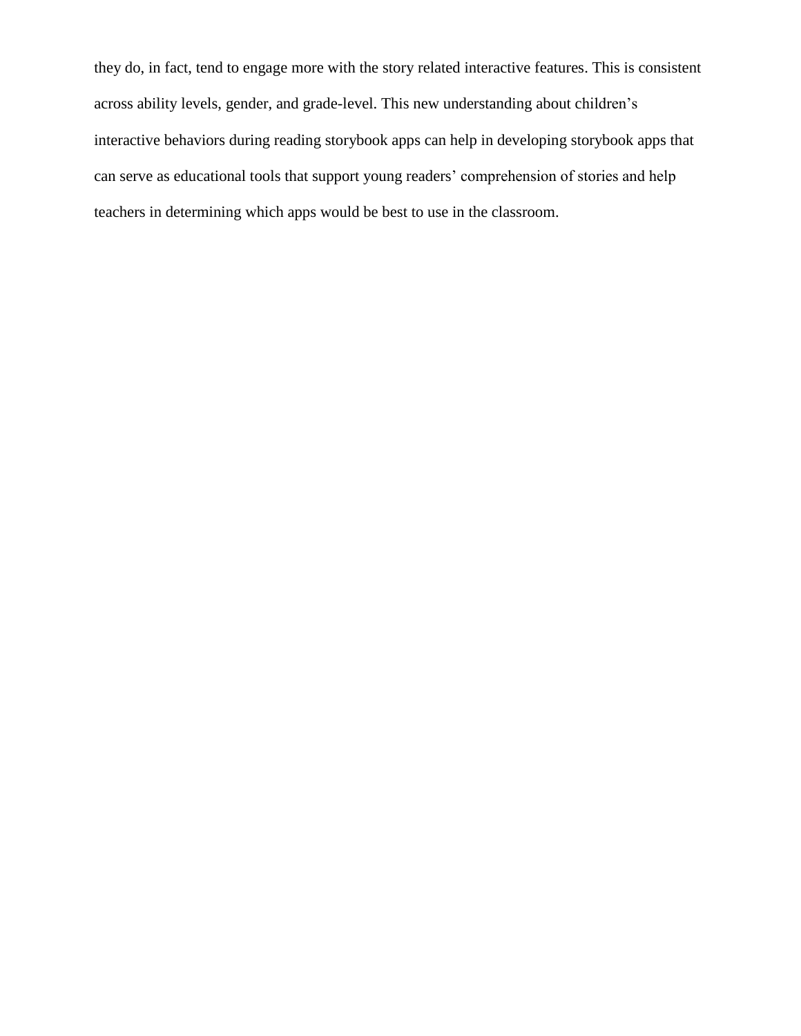they do, in fact, tend to engage more with the story related interactive features. This is consistent across ability levels, gender, and grade-level. This new understanding about children's interactive behaviors during reading storybook apps can help in developing storybook apps that can serve as educational tools that support young readers' comprehension of stories and help teachers in determining which apps would be best to use in the classroom.